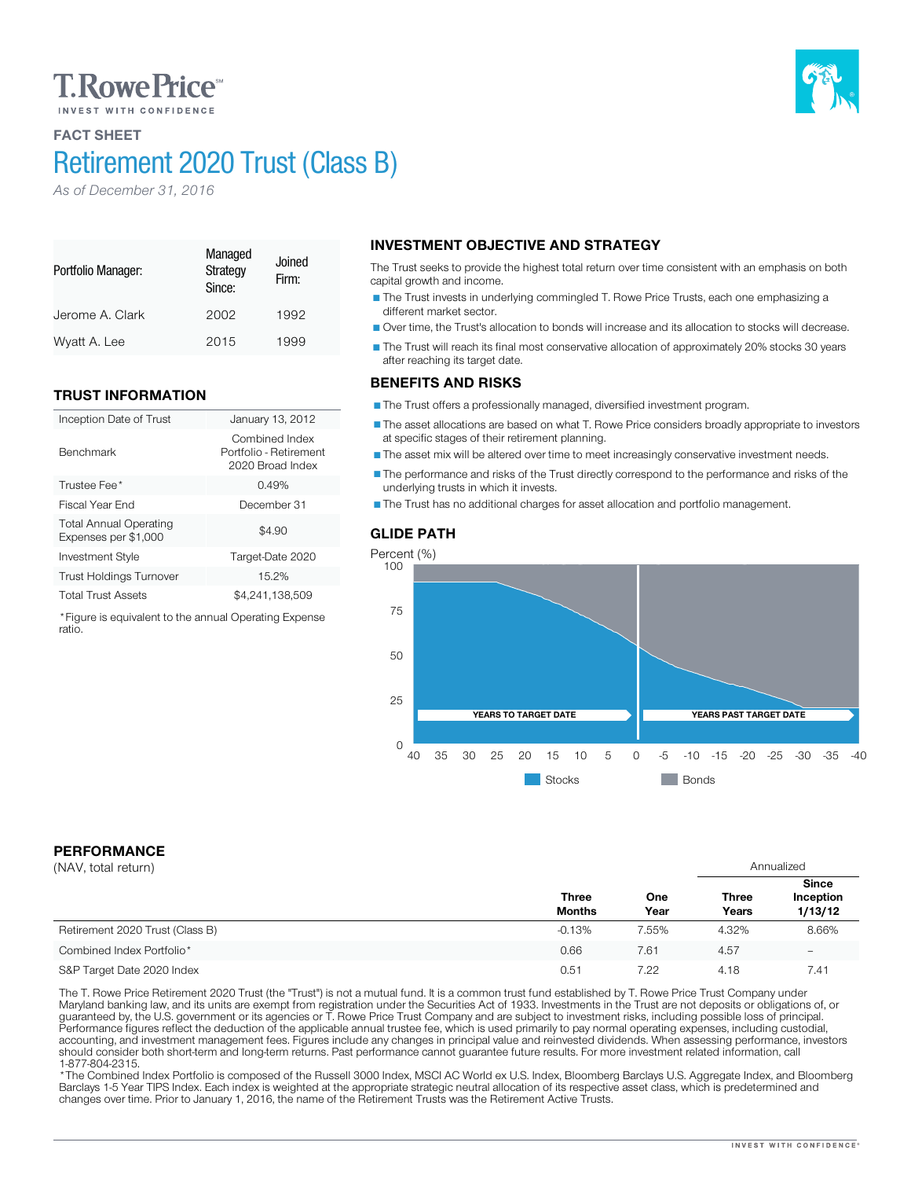T. Rowe Price
INVEST WITH CONFIDENCE

## FACT SHEET

# Retirement 2020 Trust (Class B)

*As of December 31, 2016*

| Portfolio Manager: | Managed Strategy Since: | Joined Firm: |
|---|---|---|
| Jerome A. Clark | 2002 | 1992 |
| Wyatt A. Lee | 2015 | 1999 |

## TRUST INFORMATION

| | |
|---|---|
| Inception Date of Trust | January 13, 2012 |
| Benchmark | Combined Index Portfolio - Retirement 2020 Broad Index |
| Trustee Fee* | 0.49% |
| Fiscal Year End | December 31 |
| Total Annual Operating Expenses per $1,000 | $4.90 |
| Investment Style | Target-Date 2020 |
| Trust Holdings Turnover | 15.2% |
| Total Trust Assets | $4,241,138,509 |

*Figure is equivalent to the annual Operating Expense ratio.

## INVESTMENT OBJECTIVE AND STRATEGY

The Trust seeks to provide the highest total return over time consistent with an emphasis on both capital growth and income.

- The Trust invests in underlying commingled T. Rowe Price Trusts, each one emphasizing a different market sector.
- Over time, the Trust's allocation to bonds will increase and its allocation to stocks will decrease.
- The Trust will reach its final most conservative allocation of approximately 20% stocks 30 years after reaching its target date.

## BENEFITS AND RISKS

- The Trust offers a professionally managed, diversified investment program.
- The asset allocations are based on what T. Rowe Price considers broadly appropriate to investors at specific stages of their retirement planning.
- The asset mix will be altered over time to meet increasingly conservative investment needs.
- The performance and risks of the Trust directly correspond to the performance and risks of the underlying trusts in which it invests.
- The Trust has no additional charges for asset allocation and portfolio management.

## GLIDE PATH

Percent (%): 0–100; Years to target date / Years past target date: 40 to -40. Legend: Stocks, Bonds.

## PERFORMANCE

(NAV, total return)

| | Three Months | One Year | Annualized Three Years | Annualized Since Inception 1/13/12 |
|---|---|---|---|---|
| Retirement 2020 Trust (Class B) | -0.13% | 7.55% | 4.32% | 8.66% |
| Combined Index Portfolio* | 0.66 | 7.61 | 4.57 | – |
| S&P Target Date 2020 Index | 0.51 | 7.22 | 4.18 | 7.41 |

The T. Rowe Price Retirement 2020 Trust (the "Trust") is not a mutual fund. It is a common trust fund established by T. Rowe Price Trust Company under Maryland banking law, and its units are exempt from registration under the Securities Act of 1933. Investments in the Trust are not deposits or obligations of, or guaranteed by, the U.S. government or its agencies or T. Rowe Price Trust Company and are subject to investment risks, including possible loss of principal. Performance figures reflect the deduction of the applicable annual trustee fee, which is used primarily to pay normal operating expenses, including custodial, accounting, and investment management fees. Figures include any changes in principal value and reinvested dividends. When assessing performance, investors should consider both short-term and long-term returns. Past performance cannot guarantee future results. For more investment related information, call 1-877-804-2315.

*The Combined Index Portfolio is composed of the Russell 3000 Index, MSCI AC World ex U.S. Index, Bloomberg Barclays U.S. Aggregate Index, and Bloomberg Barclays 1-5 Year TIPS Index. Each index is weighted at the appropriate strategic neutral allocation of its respective asset class, which is predetermined and changes over time. Prior to January 1, 2016, the name of the Retirement Trusts was the Retirement Active Trusts.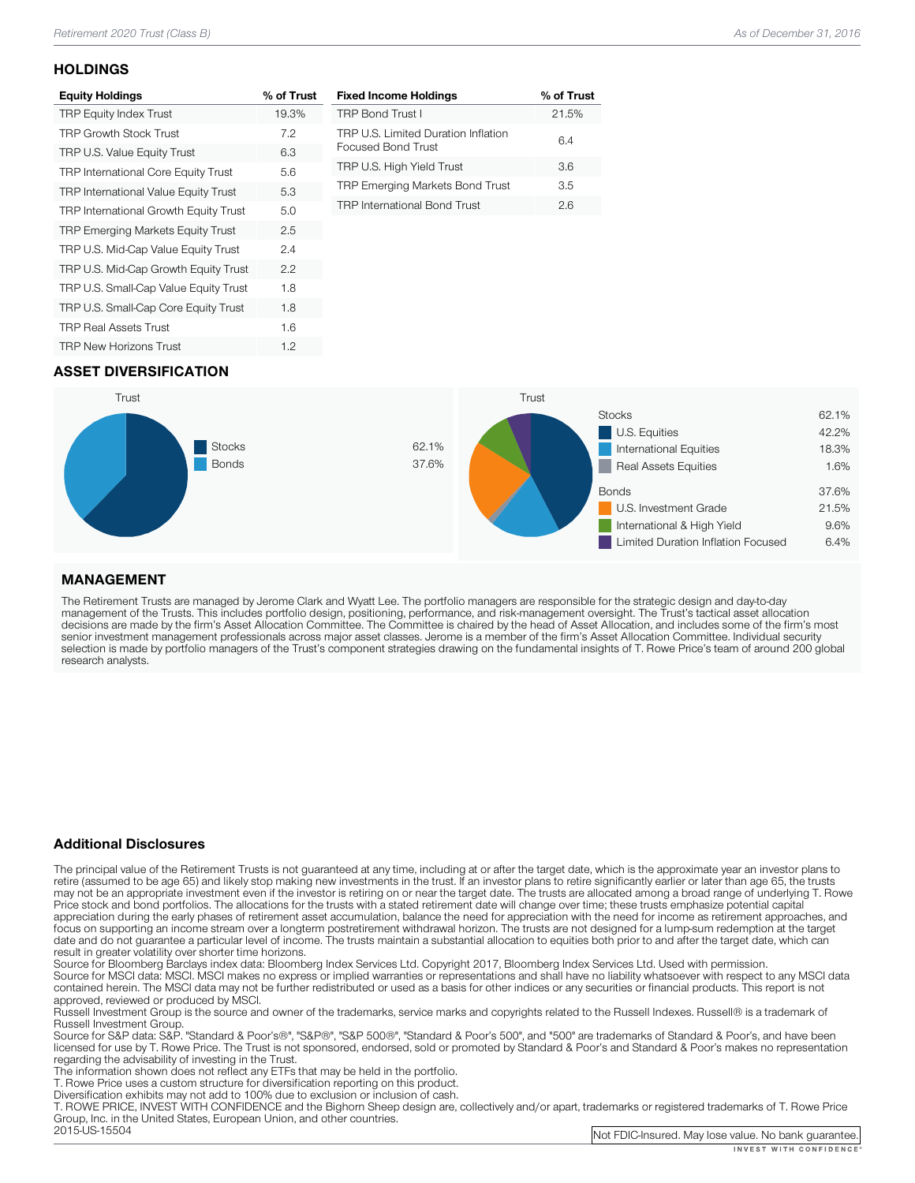## HOLDINGS

| Equity Holdings | % of Trust |
|---|---|
| TRP Equity Index Trust | 19.3% |
| TRP Growth Stock Trust | 7.2 |
| TRP U.S. Value Equity Trust | 6.3 |
| TRP International Core Equity Trust | 5.6 |
| TRP International Value Equity Trust | 5.3 |
| TRP International Growth Equity Trust | 5.0 |
| TRP Emerging Markets Equity Trust | 2.5 |
| TRP U.S. Mid-Cap Value Equity Trust | 2.4 |
| TRP U.S. Mid-Cap Growth Equity Trust | 2.2 |
| TRP U.S. Small-Cap Value Equity Trust | 1.8 |
| TRP U.S. Small-Cap Core Equity Trust | 1.8 |
| TRP Real Assets Trust | 1.6 |
| TRP New Horizons Trust | 1.2 |

| Fixed Income Holdings | % of Trust |
|---|---|
| TRP Bond Trust I | 21.5% |
| TRP U.S. Limited Duration Inflation Focused Bond Trust | 6.4 |
| TRP U.S. High Yield Trust | 3.6 |
| TRP Emerging Markets Bond Trust | 3.5 |
| TRP International Bond Trust | 2.6 |

## ASSET DIVERSIFICATION

**Trust**

| | |
|---|---|
| Stocks | 62.1% |
| Bonds | 37.6% |

**Trust**

| | |
|---|---|
| Stocks | 62.1% |
| U.S. Equities | 42.2% |
| International Equities | 18.3% |
| Real Assets Equities | 1.6% |
| Bonds | 37.6% |
| U.S. Investment Grade | 21.5% |
| International & High Yield | 9.6% |
| Limited Duration Inflation Focused | 6.4% |

## MANAGEMENT

The Retirement Trusts are managed by Jerome Clark and Wyatt Lee. The portfolio managers are responsible for the strategic design and day-to-day management of the Trusts. This includes portfolio design, positioning, performance, and risk-management oversight. The Trust's tactical asset allocation decisions are made by the firm's Asset Allocation Committee. The Committee is chaired by the head of Asset Allocation, and includes some of the firm's most senior investment management professionals across major asset classes. Jerome is a member of the firm's Asset Allocation Committee. Individual security selection is made by portfolio managers of the Trust's component strategies drawing on the fundamental insights of T. Rowe Price's team of around 200 global research analysts.

## Additional Disclosures

The principal value of the Retirement Trusts is not guaranteed at any time, including at or after the target date, which is the approximate year an investor plans to retire (assumed to be age 65) and likely stop making new investments in the trust. If an investor plans to retire significantly earlier or later than age 65, the trusts may not be an appropriate investment even if the investor is retiring on or near the target date. The trusts are allocated among a broad range of underlying T. Rowe Price stock and bond portfolios. The allocations for the trusts with a stated retirement date will change over time; these trusts emphasize potential capital appreciation during the early phases of retirement asset accumulation, balance the need for appreciation with the need for income as retirement approaches, and focus on supporting an income stream over a longterm postretirement withdrawal horizon. The trusts are not designed for a lump-sum redemption at the target date and do not guarantee a particular level of income. The trusts maintain a substantial allocation to equities both prior to and after the target date, which can result in greater volatility over shorter time horizons.

Source for Bloomberg Barclays index data: Bloomberg Index Services Ltd. Copyright 2017, Bloomberg Index Services Ltd. Used with permission.

Source for MSCI data: MSCI. MSCI makes no express or implied warranties or representations and shall have no liability whatsoever with respect to any MSCI data contained herein. The MSCI data may not be further redistributed or used as a basis for other indices or any securities or financial products. This report is not approved, reviewed or produced by MSCI.

Russell Investment Group is the source and owner of the trademarks, service marks and copyrights related to the Russell Indexes. Russell® is a trademark of Russell Investment Group.

Source for S&P data: S&P. "Standard & Poor's®", "S&P®", "S&P 500®", "Standard & Poor's 500", and "500" are trademarks of Standard & Poor's, and have been licensed for use by T. Rowe Price. The Trust is not sponsored, endorsed, sold or promoted by Standard & Poor's and Standard & Poor's makes no representation regarding the advisability of investing in the Trust.

The information shown does not reflect any ETFs that may be held in the portfolio.

T. Rowe Price uses a custom structure for diversification reporting on this product.

Diversification exhibits may not add to 100% due to exclusion or inclusion of cash.

T. ROWE PRICE, INVEST WITH CONFIDENCE and the Bighorn Sheep design are, collectively and/or apart, trademarks or registered trademarks of T. Rowe Price Group, Inc. in the United States, European Union, and other countries.

2015-US-15504

Not FDIC-Insured. May lose value. No bank guarantee.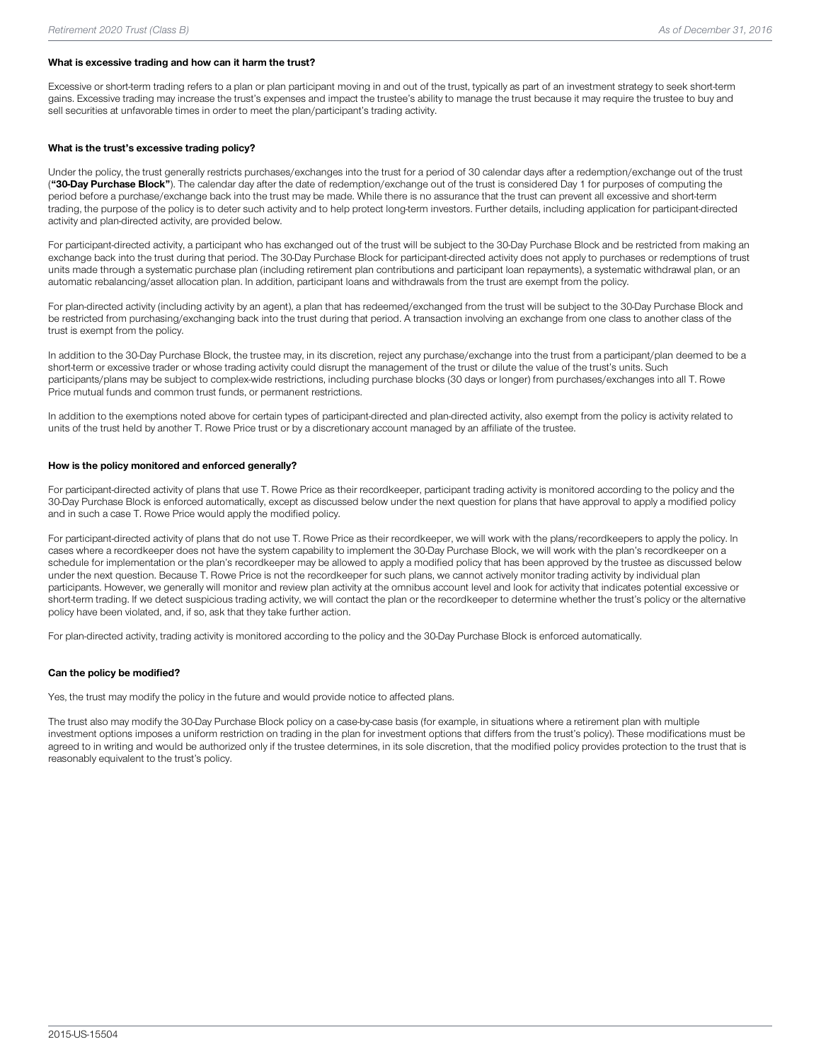**What is excessive trading and how can it harm the trust?**

Excessive or short-term trading refers to a plan or plan participant moving in and out of the trust, typically as part of an investment strategy to seek short-term gains. Excessive trading may increase the trust's expenses and impact the trustee's ability to manage the trust because it may require the trustee to buy and sell securities at unfavorable times in order to meet the plan/participant's trading activity.

**What is the trust's excessive trading policy?**

Under the policy, the trust generally restricts purchases/exchanges into the trust for a period of 30 calendar days after a redemption/exchange out of the trust (**"30-Day Purchase Block"**). The calendar day after the date of redemption/exchange out of the trust is considered Day 1 for purposes of computing the period before a purchase/exchange back into the trust may be made. While there is no assurance that the trust can prevent all excessive and short-term trading, the purpose of the policy is to deter such activity and to help protect long-term investors. Further details, including application for participant-directed activity and plan-directed activity, are provided below.

For participant-directed activity, a participant who has exchanged out of the trust will be subject to the 30-Day Purchase Block and be restricted from making an exchange back into the trust during that period. The 30-Day Purchase Block for participant-directed activity does not apply to purchases or redemptions of trust units made through a systematic purchase plan (including retirement plan contributions and participant loan repayments), a systematic withdrawal plan, or an automatic rebalancing/asset allocation plan. In addition, participant loans and withdrawals from the trust are exempt from the policy.

For plan-directed activity (including activity by an agent), a plan that has redeemed/exchanged from the trust will be subject to the 30-Day Purchase Block and be restricted from purchasing/exchanging back into the trust during that period. A transaction involving an exchange from one class to another class of the trust is exempt from the policy.

In addition to the 30-Day Purchase Block, the trustee may, in its discretion, reject any purchase/exchange into the trust from a participant/plan deemed to be a short-term or excessive trader or whose trading activity could disrupt the management of the trust or dilute the value of the trust's units. Such participants/plans may be subject to complex-wide restrictions, including purchase blocks (30 days or longer) from purchases/exchanges into all T. Rowe Price mutual funds and common trust funds, or permanent restrictions.

In addition to the exemptions noted above for certain types of participant-directed and plan-directed activity, also exempt from the policy is activity related to units of the trust held by another T. Rowe Price trust or by a discretionary account managed by an affiliate of the trustee.

**How is the policy monitored and enforced generally?**

For participant-directed activity of plans that use T. Rowe Price as their recordkeeper, participant trading activity is monitored according to the policy and the 30-Day Purchase Block is enforced automatically, except as discussed below under the next question for plans that have approval to apply a modified policy and in such a case T. Rowe Price would apply the modified policy.

For participant-directed activity of plans that do not use T. Rowe Price as their recordkeeper, we will work with the plans/recordkeepers to apply the policy. In cases where a recordkeeper does not have the system capability to implement the 30-Day Purchase Block, we will work with the plan's recordkeeper on a schedule for implementation or the plan's recordkeeper may be allowed to apply a modified policy that has been approved by the trustee as discussed below under the next question. Because T. Rowe Price is not the recordkeeper for such plans, we cannot actively monitor trading activity by individual plan participants. However, we generally will monitor and review plan activity at the omnibus account level and look for activity that indicates potential excessive or short-term trading. If we detect suspicious trading activity, we will contact the plan or the recordkeeper to determine whether the trust's policy or the alternative policy have been violated, and, if so, ask that they take further action.

For plan-directed activity, trading activity is monitored according to the policy and the 30-Day Purchase Block is enforced automatically.

**Can the policy be modified?**

Yes, the trust may modify the policy in the future and would provide notice to affected plans.

The trust also may modify the 30-Day Purchase Block policy on a case-by-case basis (for example, in situations where a retirement plan with multiple investment options imposes a uniform restriction on trading in the plan for investment options that differs from the trust's policy). These modifications must be agreed to in writing and would be authorized only if the trustee determines, in its sole discretion, that the modified policy provides protection to the trust that is reasonably equivalent to the trust's policy.

2015-US-15504